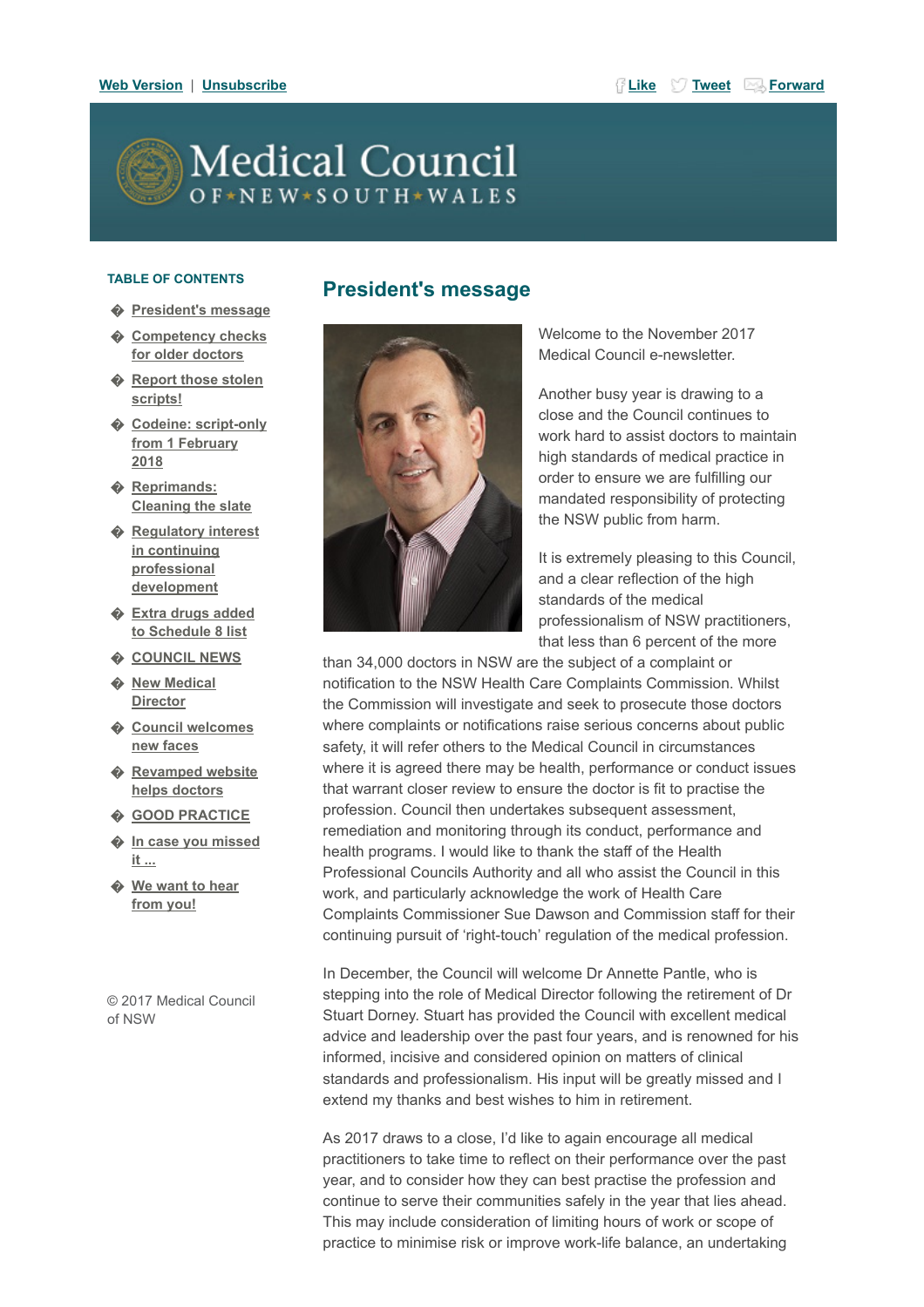Web Version | Unsubscribe

Like | Tweet | Forward

# Medical Council OF NEW SOUTH WALES

**TABLE OF CONTENTS**

- President's message
- Competency checks for older doctors
- Report those stolen scripts!
- Codeine: script-only from 1 February 2018
- Reprimands: Cleaning the slate
- Regulatory interest in continuing professional development
- Extra drugs added to Schedule 8 list
- COUNCIL NEWS
- New Medical Director
- Council welcomes new faces
- Revamped website helps doctors
- GOOD PRACTICE
- In case you missed it ...
- We want to hear from you!

© 2017 Medical Council of NSW

## President's message

Welcome to the November 2017 Medical Council e-newsletter.

Another busy year is drawing to a close and the Council continues to work hard to assist doctors to maintain high standards of medical practice in order to ensure we are fulfilling our mandated responsibility of protecting the NSW public from harm.

It is extremely pleasing to this Council, and a clear reflection of the high standards of the medical professionalism of NSW practitioners, that less than 6 percent of the more than 34,000 doctors in NSW are the subject of a complaint or notification to the NSW Health Care Complaints Commission. Whilst the Commission will investigate and seek to prosecute those doctors where complaints or notifications raise serious concerns about public safety, it will refer others to the Medical Council in circumstances where it is agreed there may be health, performance or conduct issues that warrant closer review to ensure the doctor is fit to practise the profession. Council then undertakes subsequent assessment, remediation and monitoring through its conduct, performance and health programs. I would like to thank the staff of the Health Professional Councils Authority and all who assist the Council in this work, and particularly acknowledge the work of Health Care Complaints Commissioner Sue Dawson and Commission staff for their continuing pursuit of 'right-touch' regulation of the medical profession.

In December, the Council will welcome Dr Annette Pantle, who is stepping into the role of Medical Director following the retirement of Dr Stuart Dorney. Stuart has provided the Council with excellent medical advice and leadership over the past four years, and is renowned for his informed, incisive and considered opinion on matters of clinical standards and professionalism. His input will be greatly missed and I extend my thanks and best wishes to him in retirement.

As 2017 draws to a close, I'd like to again encourage all medical practitioners to take time to reflect on their performance over the past year, and to consider how they can best practise the profession and continue to serve their communities safely in the year that lies ahead. This may include consideration of limiting hours of work or scope of practice to minimise risk or improve work-life balance, an undertaking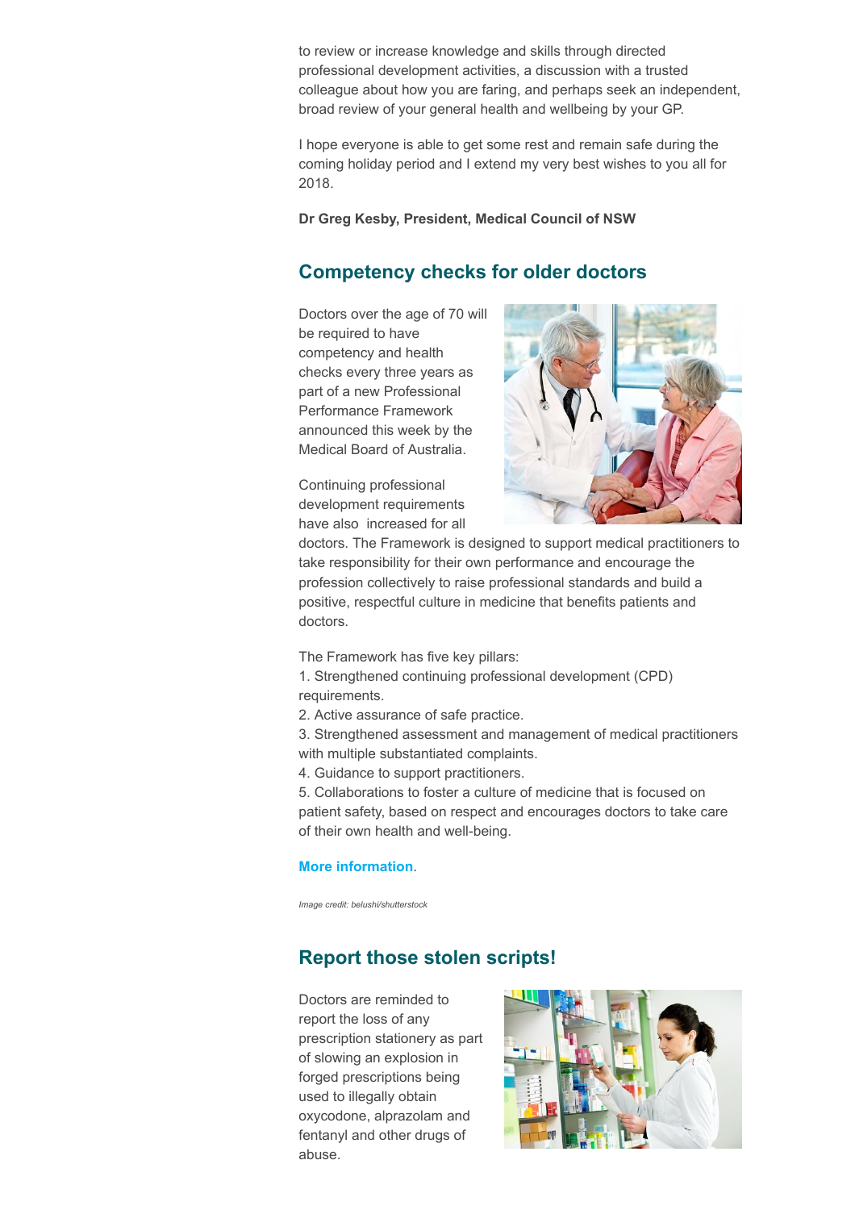to review or increase knowledge and skills through directed professional development activities, a discussion with a trusted colleague about how you are faring, and perhaps seek an independent, broad review of your general health and wellbeing by your GP.

I hope everyone is able to get some rest and remain safe during the coming holiday period and I extend my very best wishes to you all for 2018.

**Dr Greg Kesby, President, Medical Council of NSW**

## Competency checks for older doctors

Doctors over the age of 70 will be required to have competency and health checks every three years as part of a new Professional Performance Framework announced this week by the Medical Board of Australia.

Continuing professional development requirements have also increased for all doctors. The Framework is designed to support medical practitioners to take responsibility for their own performance and encourage the profession collectively to raise professional standards and build a positive, respectful culture in medicine that benefits patients and doctors.

The Framework has five key pillars:

1. Strengthened continuing professional development (CPD) requirements.
2. Active assurance of safe practice.
3. Strengthened assessment and management of medical practitioners with multiple substantiated complaints.
4. Guidance to support practitioners.
5. Collaborations to foster a culture of medicine that is focused on patient safety, based on respect and encourages doctors to take care of their own health and well-being.

**More information**.

*Image credit: belushi/shutterstock*

## Report those stolen scripts!

Doctors are reminded to report the loss of any prescription stationery as part of slowing an explosion in forged prescriptions being used to illegally obtain oxycodone, alprazolam and fentanyl and other drugs of abuse.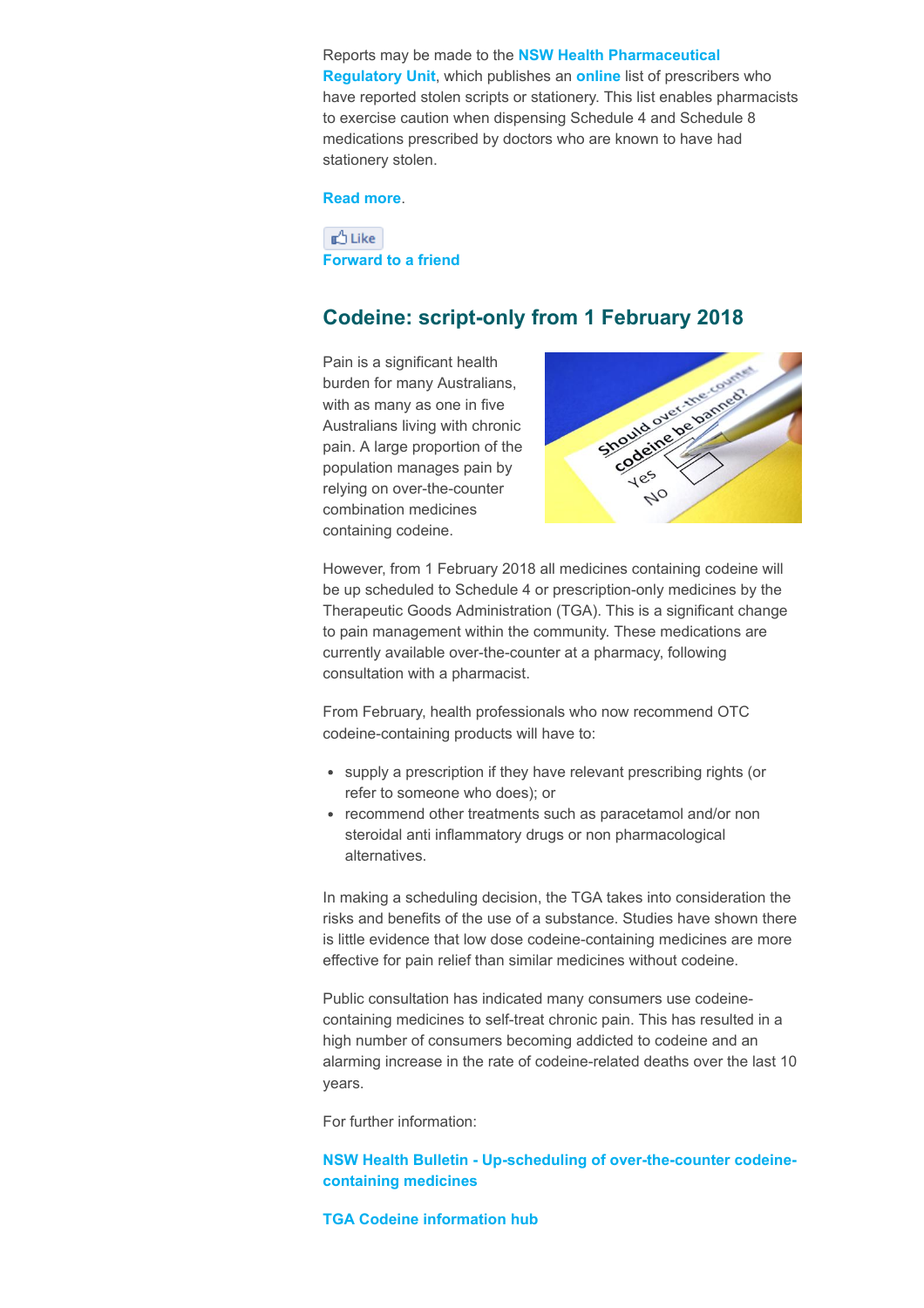Reports may be made to the **NSW Health Pharmaceutical Regulatory Unit**, which publishes an **online** list of prescribers who have reported stolen scripts or stationery. This list enables pharmacists to exercise caution when dispensing Schedule 4 and Schedule 8 medications prescribed by doctors who are known to have had stationery stolen.

**Read more**.

Like

**Forward to a friend**

## Codeine: script-only from 1 February 2018

Pain is a significant health burden for many Australians, with as many as one in five Australians living with chronic pain. A large proportion of the population manages pain by relying on over-the-counter combination medicines containing codeine.

However, from 1 February 2018 all medicines containing codeine will be up scheduled to Schedule 4 or prescription-only medicines by the Therapeutic Goods Administration (TGA). This is a significant change to pain management within the community. These medications are currently available over-the-counter at a pharmacy, following consultation with a pharmacist.

From February, health professionals who now recommend OTC codeine-containing products will have to:

- supply a prescription if they have relevant prescribing rights (or refer to someone who does); or
- recommend other treatments such as paracetamol and/or non steroidal anti inflammatory drugs or non pharmacological alternatives.

In making a scheduling decision, the TGA takes into consideration the risks and benefits of the use of a substance. Studies have shown there is little evidence that low dose codeine-containing medicines are more effective for pain relief than similar medicines without codeine.

Public consultation has indicated many consumers use codeine-containing medicines to self-treat chronic pain. This has resulted in a high number of consumers becoming addicted to codeine and an alarming increase in the rate of codeine-related deaths over the last 10 years.

For further information:

**NSW Health Bulletin - Up-scheduling of over-the-counter codeine-containing medicines**

**TGA Codeine information hub**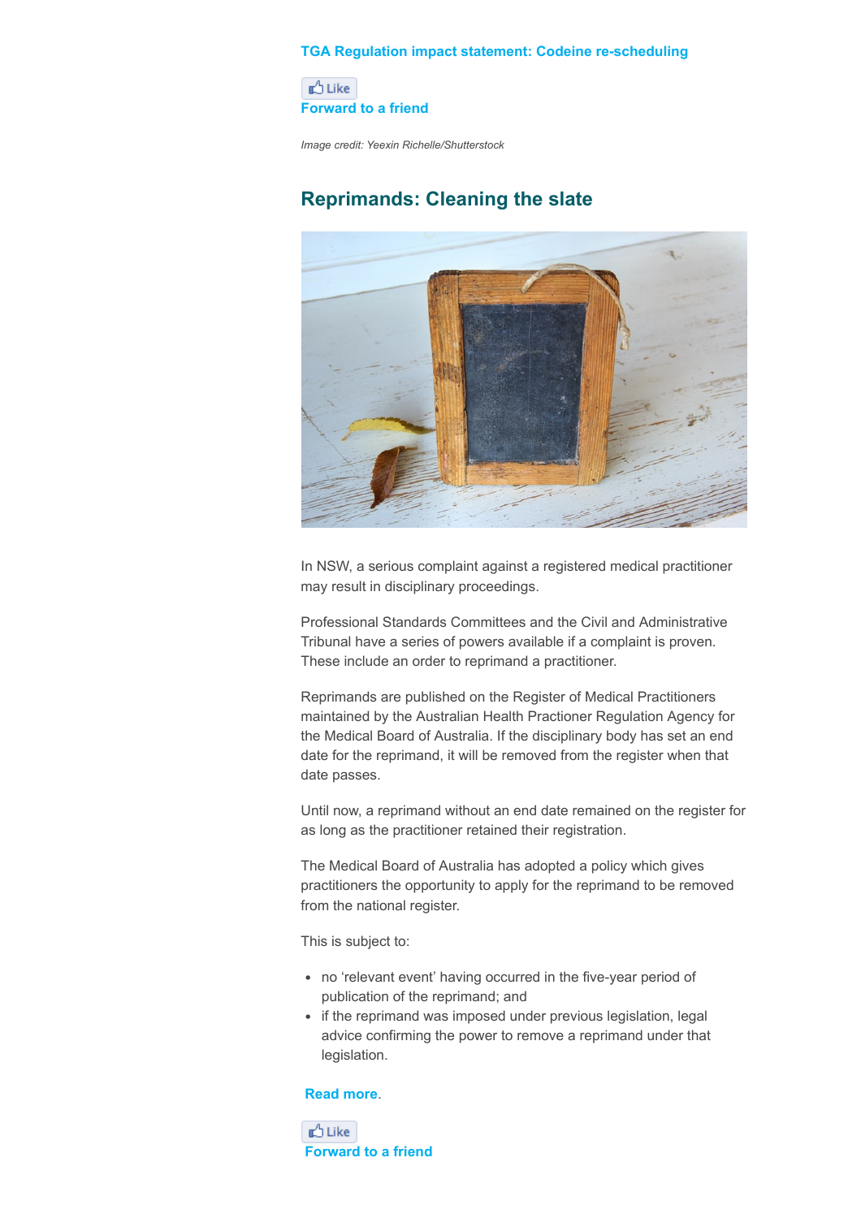**TGA Regulation impact statement: Codeine re-scheduling**

Like
**Forward to a friend**

*Image credit: Yeexin Richelle/Shutterstock*

## Reprimands: Cleaning the slate

In NSW, a serious complaint against a registered medical practitioner may result in disciplinary proceedings.

Professional Standards Committees and the Civil and Administrative Tribunal have a series of powers available if a complaint is proven. These include an order to reprimand a practitioner.

Reprimands are published on the Register of Medical Practitioners maintained by the Australian Health Practioner Regulation Agency for the Medical Board of Australia. If the disciplinary body has set an end date for the reprimand, it will be removed from the register when that date passes.

Until now, a reprimand without an end date remained on the register for as long as the practitioner retained their registration.

The Medical Board of Australia has adopted a policy which gives practitioners the opportunity to apply for the reprimand to be removed from the national register.

This is subject to:

- no 'relevant event' having occurred in the five-year period of publication of the reprimand; and
- if the reprimand was imposed under previous legislation, legal advice confirming the power to remove a reprimand under that legislation.

**Read more**.

Like
**Forward to a friend**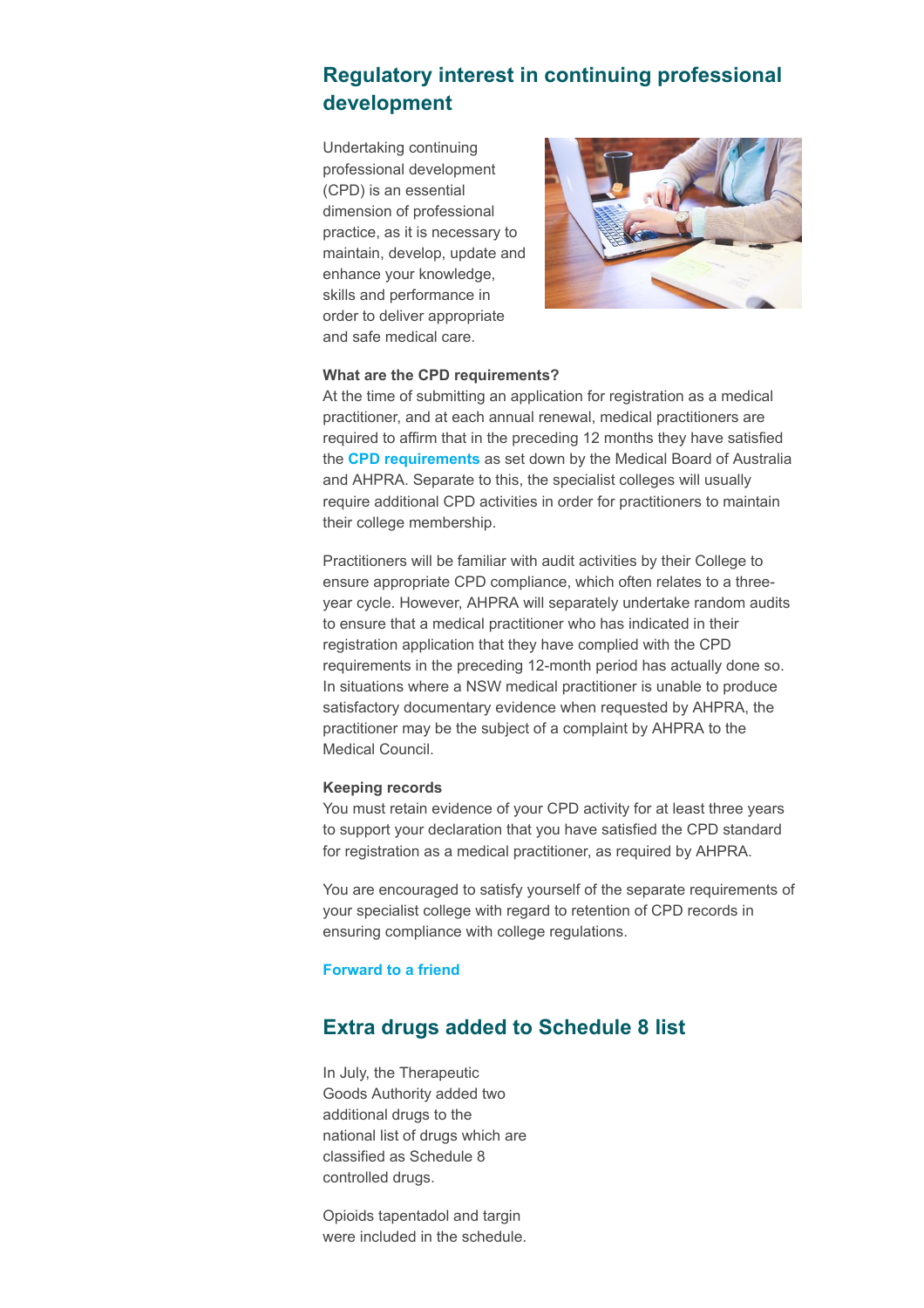## Regulatory interest in continuing professional development

Undertaking continuing professional development (CPD) is an essential dimension of professional practice, as it is necessary to maintain, develop, update and enhance your knowledge, skills and performance in order to deliver appropriate and safe medical care.

**What are the CPD requirements?**
At the time of submitting an application for registration as a medical practitioner, and at each annual renewal, medical practitioners are required to affirm that in the preceding 12 months they have satisfied the **CPD requirements** as set down by the Medical Board of Australia and AHPRA. Separate to this, the specialist colleges will usually require additional CPD activities in order for practitioners to maintain their college membership.

Practitioners will be familiar with audit activities by their College to ensure appropriate CPD compliance, which often relates to a three-year cycle. However, AHPRA will separately undertake random audits to ensure that a medical practitioner who has indicated in their registration application that they have complied with the CPD requirements in the preceding 12-month period has actually done so. In situations where a NSW medical practitioner is unable to produce satisfactory documentary evidence when requested by AHPRA, the practitioner may be the subject of a complaint by AHPRA to the Medical Council.

**Keeping records**
You must retain evidence of your CPD activity for at least three years to support your declaration that you have satisfied the CPD standard for registration as a medical practitioner, as required by AHPRA.

You are encouraged to satisfy yourself of the separate requirements of your specialist college with regard to retention of CPD records in ensuring compliance with college regulations.

**Forward to a friend**

## Extra drugs added to Schedule 8 list

In July, the Therapeutic Goods Authority added two additional drugs to the national list of drugs which are classified as Schedule 8 controlled drugs.

Opioids tapentadol and targin were included in the schedule.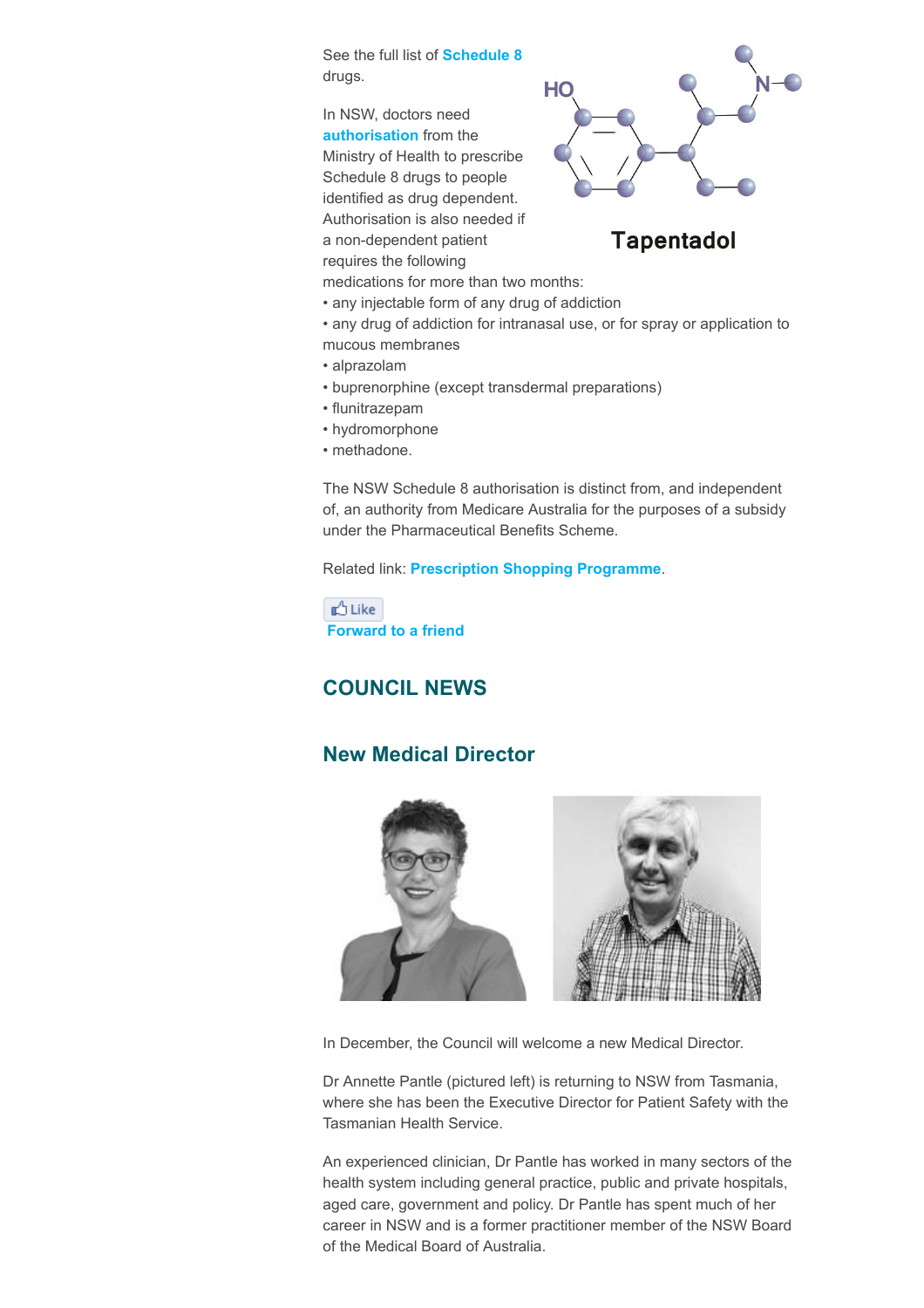See the full list of **Schedule 8** drugs.

In NSW, doctors need **authorisation** from the Ministry of Health to prescribe Schedule 8 drugs to people identified as drug dependent. Authorisation is also needed if a non-dependent patient requires the following medications for more than two months:

- any injectable form of any drug of addiction
- any drug of addiction for intranasal use, or for spray or application to mucous membranes
- alprazolam
- buprenorphine (except transdermal preparations)
- flunitrazepam
- hydromorphone
- methadone.

Tapentadol

The NSW Schedule 8 authorisation is distinct from, and independent of, an authority from Medicare Australia for the purposes of a subsidy under the Pharmaceutical Benefits Scheme.

Related link: **Prescription Shopping Programme**.

Like

**Forward to a friend**

## COUNCIL NEWS

### New Medical Director

In December, the Council will welcome a new Medical Director.

Dr Annette Pantle (pictured left) is returning to NSW from Tasmania, where she has been the Executive Director for Patient Safety with the Tasmanian Health Service.

An experienced clinician, Dr Pantle has worked in many sectors of the health system including general practice, public and private hospitals, aged care, government and policy. Dr Pantle has spent much of her career in NSW and is a former practitioner member of the NSW Board of the Medical Board of Australia.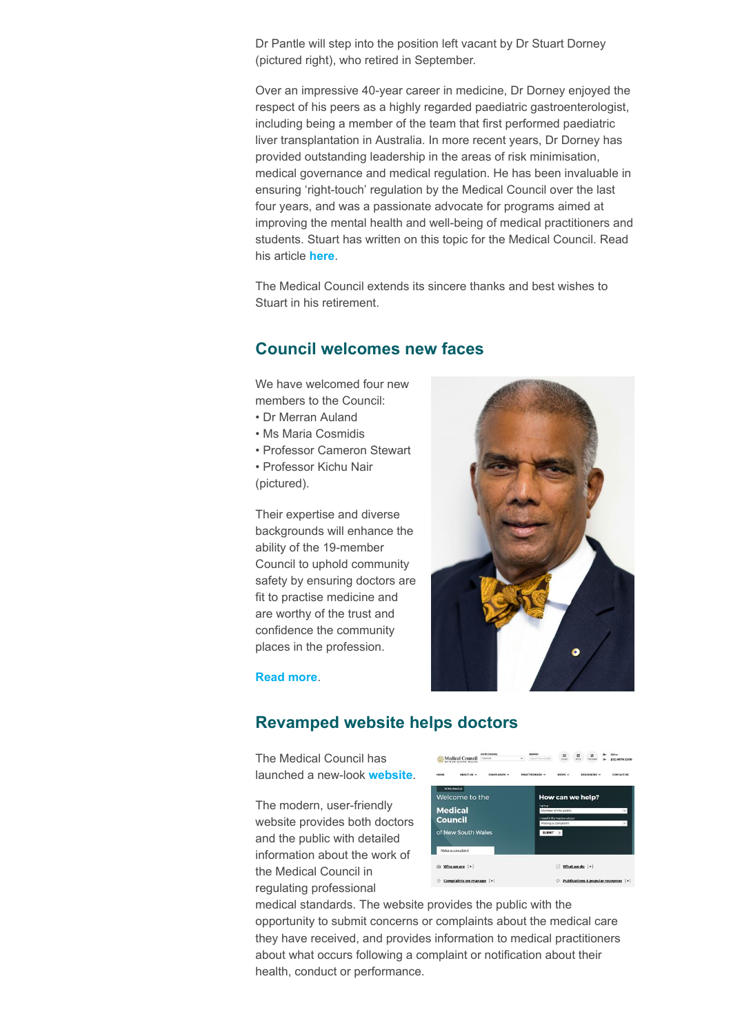Dr Pantle will step into the position left vacant by Dr Stuart Dorney (pictured right), who retired in September.

Over an impressive 40-year career in medicine, Dr Dorney enjoyed the respect of his peers as a highly regarded paediatric gastroenterologist, including being a member of the team that first performed paediatric liver transplantation in Australia. In more recent years, Dr Dorney has provided outstanding leadership in the areas of risk minimisation, medical governance and medical regulation. He has been invaluable in ensuring 'right-touch' regulation by the Medical Council over the last four years, and was a passionate advocate for programs aimed at improving the mental health and well-being of medical practitioners and students. Stuart has written on this topic for the Medical Council. Read his article **here**.

The Medical Council extends its sincere thanks and best wishes to Stuart in his retirement.

## Council welcomes new faces

We have welcomed four new members to the Council:

- Dr Merran Auland
- Ms Maria Cosmidis
- Professor Cameron Stewart
- Professor Kichu Nair

(pictured).

Their expertise and diverse backgrounds will enhance the ability of the 19-member Council to uphold community safety by ensuring doctors are fit to practise medicine and are worthy of the trust and confidence the community places in the profession.

**Read more**.

## Revamped website helps doctors

The Medical Council has launched a new-look **website**.

The modern, user-friendly website provides both doctors and the public with detailed information about the work of the Medical Council in regulating professional medical standards. The website provides the public with the opportunity to submit concerns or complaints about the medical care they have received, and provides information to medical practitioners about what occurs following a complaint or notification about their health, conduct or performance.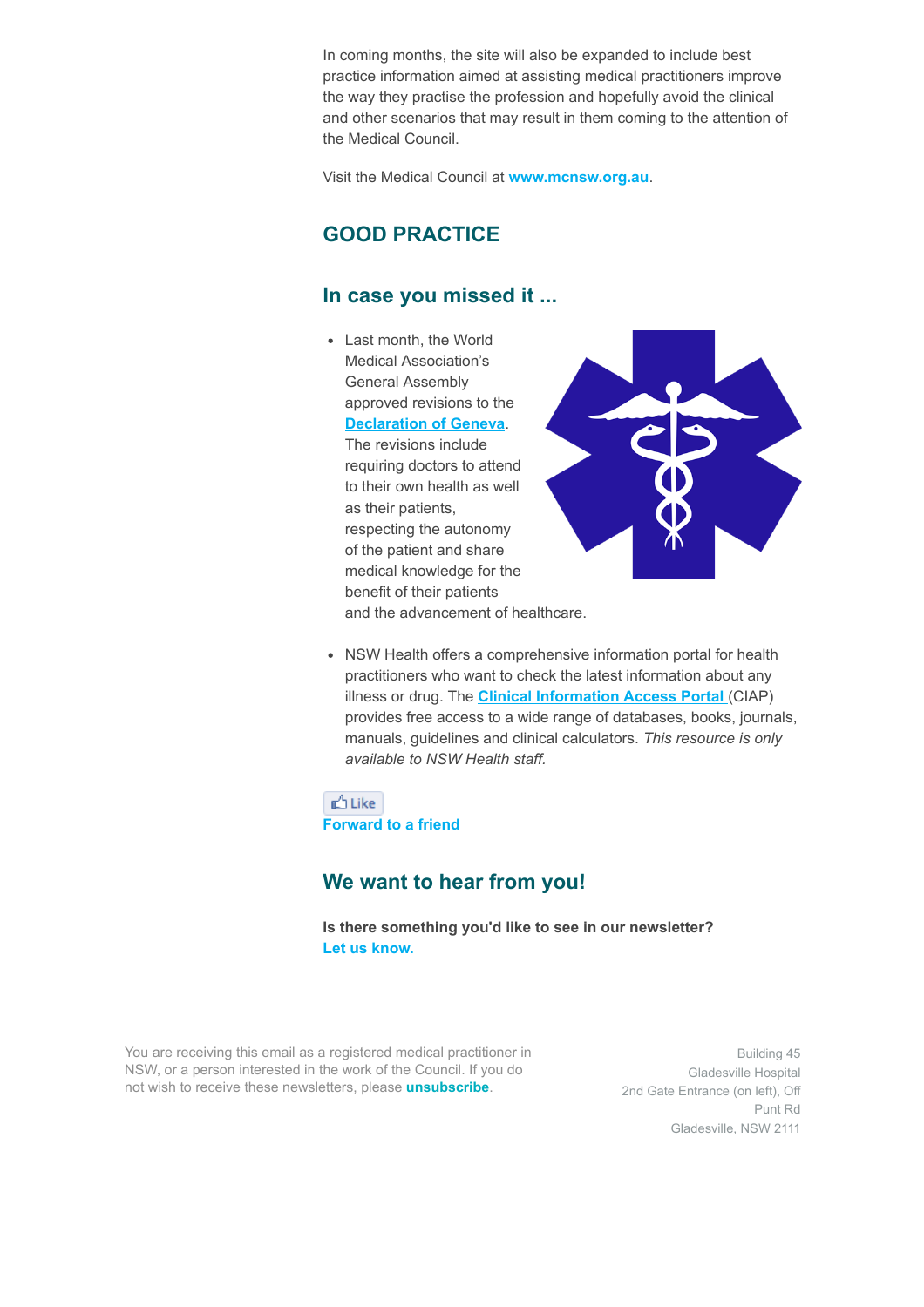In coming months, the site will also be expanded to include best practice information aimed at assisting medical practitioners improve the way they practise the profession and hopefully avoid the clinical and other scenarios that may result in them coming to the attention of the Medical Council.

Visit the Medical Council at **www.mcnsw.org.au**.

## GOOD PRACTICE

### In case you missed it ...

- Last month, the World Medical Association's General Assembly approved revisions to the **Declaration of Geneva**. The revisions include requiring doctors to attend to their own health as well as their patients, respecting the autonomy of the patient and share medical knowledge for the benefit of their patients and the advancement of healthcare.

- NSW Health offers a comprehensive information portal for health practitioners who want to check the latest information about any illness or drug. The **Clinical Information Access Portal** (CIAP) provides free access to a wide range of databases, books, journals, manuals, guidelines and clinical calculators. *This resource is only available to NSW Health staff.*

Like

**Forward to a friend**

### We want to hear from you!

**Is there something you'd like to see in our newsletter?**
**Let us know.**

You are receiving this email as a registered medical practitioner in NSW, or a person interested in the work of the Council. If you do not wish to receive these newsletters, please **unsubscribe**.

Building 45
Gladesville Hospital
2nd Gate Entrance (on left), Off Punt Rd
Gladesville, NSW 2111